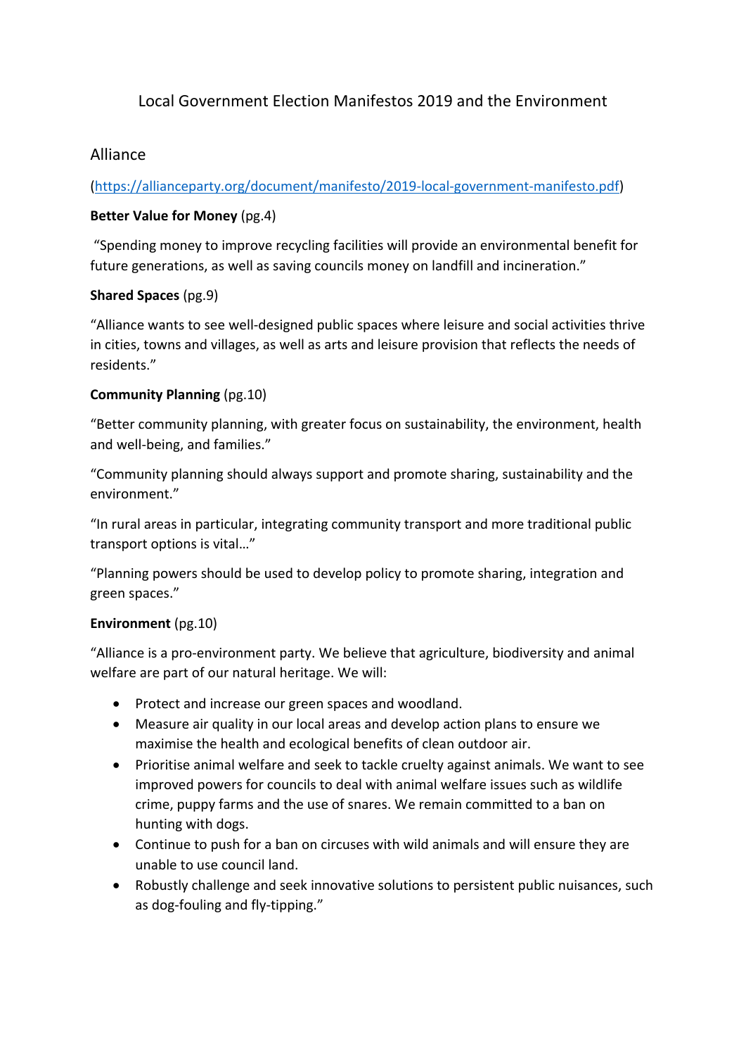# Local Government Election Manifestos 2019 and the Environment

## Alliance

(https://allianceparty.org/document/manifesto/2019-local-government-manifesto.pdf)

**Better Value for Money** (pg.4)

"Spending money to improve recycling facilities will provide an environmental benefit for future generations, as well as saving councils money on landfill and incineration."

**Shared Spaces** (pg.9)

"Alliance wants to see well-designed public spaces where leisure and social activities thrive in cities, towns and villages, as well as arts and leisure provision that reflects the needs of residents."

**Community Planning** (pg.10)

"Better community planning, with greater focus on sustainability, the environment, health and well-being, and families."

"Community planning should always support and promote sharing, sustainability and the environment."

"In rural areas in particular, integrating community transport and more traditional public transport options is vital…"

"Planning powers should be used to develop policy to promote sharing, integration and green spaces."

**Environment** (pg.10)

"Alliance is a pro-environment party. We believe that agriculture, biodiversity and animal welfare are part of our natural heritage. We will:

- Protect and increase our green spaces and woodland.
- Measure air quality in our local areas and develop action plans to ensure we maximise the health and ecological benefits of clean outdoor air.
- Prioritise animal welfare and seek to tackle cruelty against animals. We want to see improved powers for councils to deal with animal welfare issues such as wildlife crime, puppy farms and the use of snares. We remain committed to a ban on hunting with dogs.
- Continue to push for a ban on circuses with wild animals and will ensure they are unable to use council land.
- Robustly challenge and seek innovative solutions to persistent public nuisances, such as dog-fouling and fly-tipping."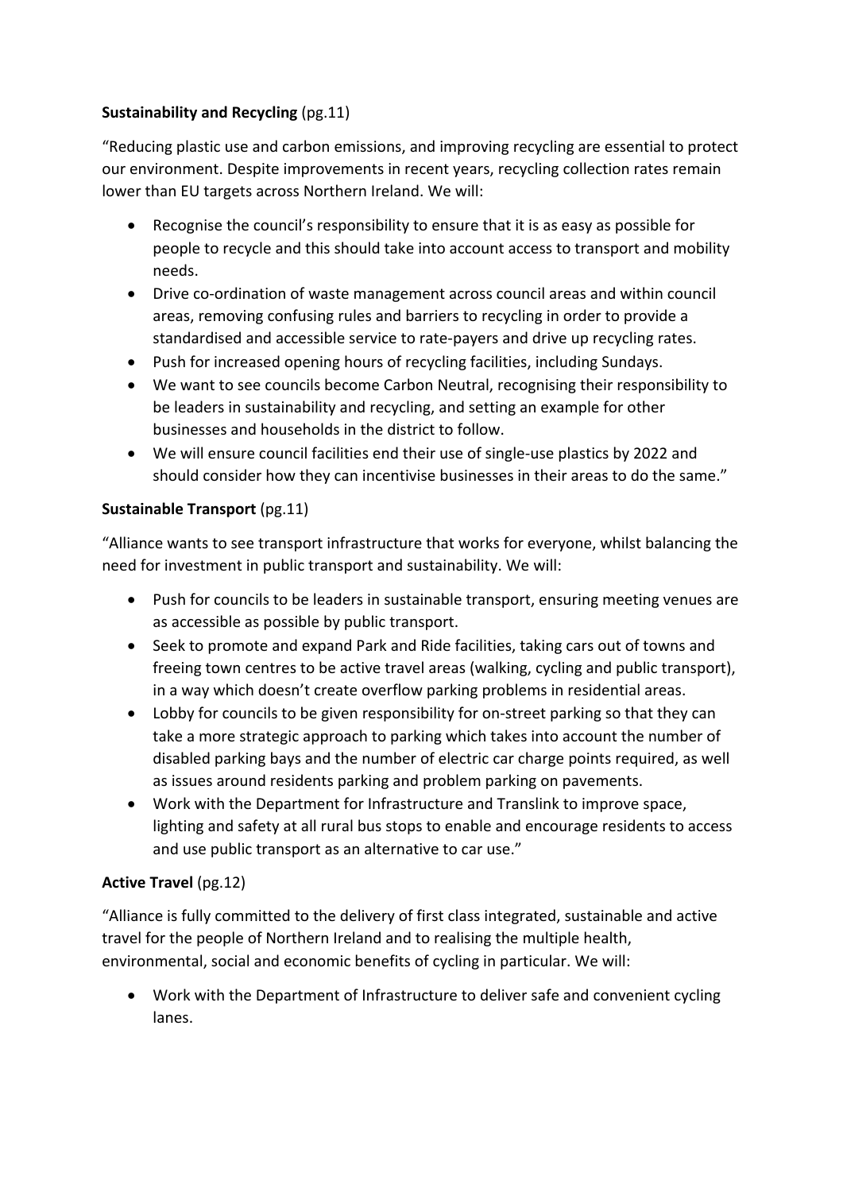**Sustainability and Recycling** (pg.11)

"Reducing plastic use and carbon emissions, and improving recycling are essential to protect our environment. Despite improvements in recent years, recycling collection rates remain lower than EU targets across Northern Ireland. We will:

- Recognise the council's responsibility to ensure that it is as easy as possible for people to recycle and this should take into account access to transport and mobility needs.
- Drive co-ordination of waste management across council areas and within council areas, removing confusing rules and barriers to recycling in order to provide a standardised and accessible service to rate-payers and drive up recycling rates.
- Push for increased opening hours of recycling facilities, including Sundays.
- We want to see councils become Carbon Neutral, recognising their responsibility to be leaders in sustainability and recycling, and setting an example for other businesses and households in the district to follow.
- We will ensure council facilities end their use of single-use plastics by 2022 and should consider how they can incentivise businesses in their areas to do the same."

**Sustainable Transport** (pg.11)

"Alliance wants to see transport infrastructure that works for everyone, whilst balancing the need for investment in public transport and sustainability. We will:

- Push for councils to be leaders in sustainable transport, ensuring meeting venues are as accessible as possible by public transport.
- Seek to promote and expand Park and Ride facilities, taking cars out of towns and freeing town centres to be active travel areas (walking, cycling and public transport), in a way which doesn't create overflow parking problems in residential areas.
- Lobby for councils to be given responsibility for on-street parking so that they can take a more strategic approach to parking which takes into account the number of disabled parking bays and the number of electric car charge points required, as well as issues around residents parking and problem parking on pavements.
- Work with the Department for Infrastructure and Translink to improve space, lighting and safety at all rural bus stops to enable and encourage residents to access and use public transport as an alternative to car use."

**Active Travel** (pg.12)

"Alliance is fully committed to the delivery of first class integrated, sustainable and active travel for the people of Northern Ireland and to realising the multiple health, environmental, social and economic benefits of cycling in particular. We will:

- Work with the Department of Infrastructure to deliver safe and convenient cycling lanes.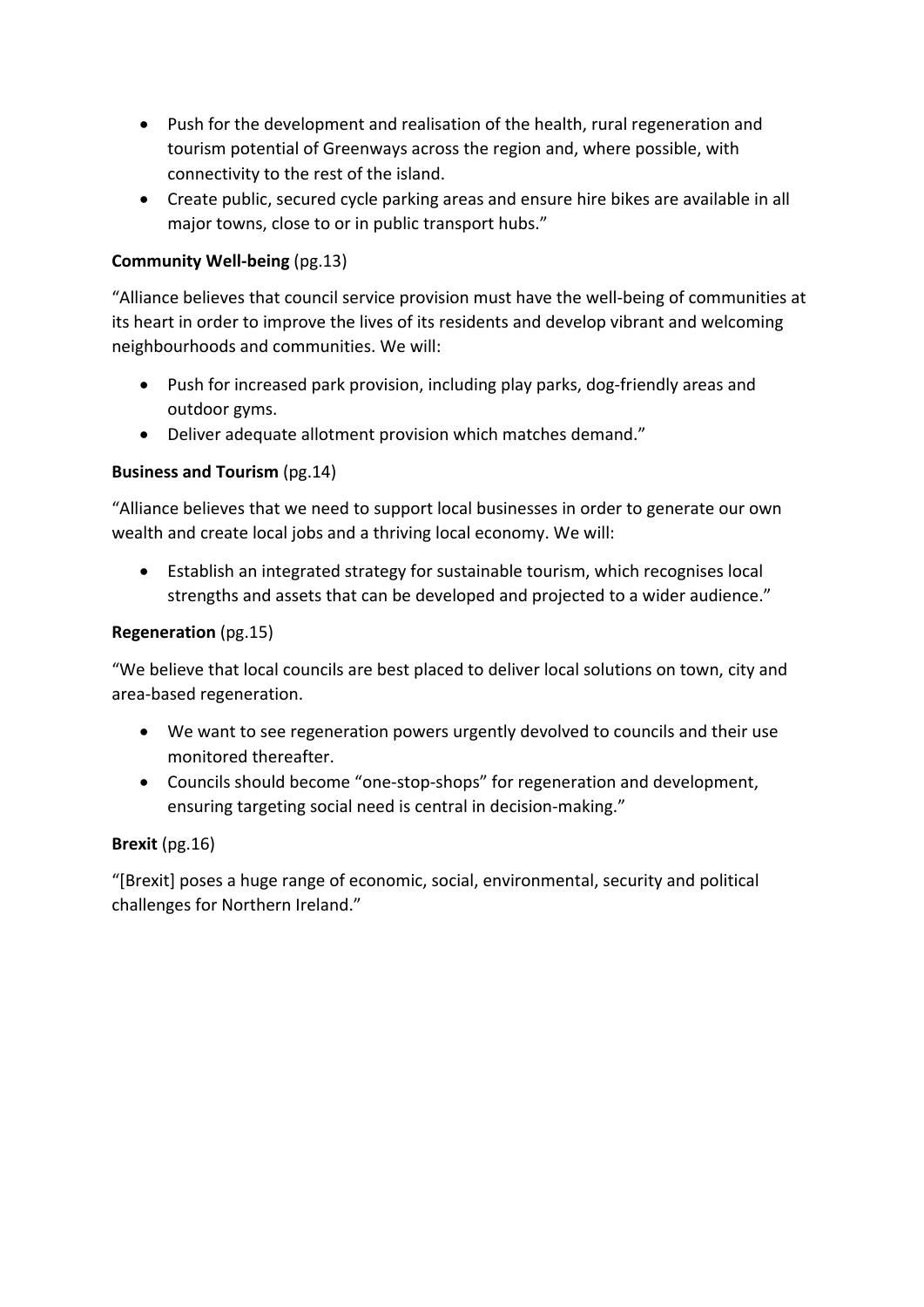- Push for the development and realisation of the health, rural regeneration and tourism potential of Greenways across the region and, where possible, with connectivity to the rest of the island.
- Create public, secured cycle parking areas and ensure hire bikes are available in all major towns, close to or in public transport hubs."

**Community Well-being** (pg.13)

"Alliance believes that council service provision must have the well-being of communities at its heart in order to improve the lives of its residents and develop vibrant and welcoming neighbourhoods and communities. We will:

- Push for increased park provision, including play parks, dog-friendly areas and outdoor gyms.
- Deliver adequate allotment provision which matches demand."

**Business and Tourism** (pg.14)

"Alliance believes that we need to support local businesses in order to generate our own wealth and create local jobs and a thriving local economy. We will:

- Establish an integrated strategy for sustainable tourism, which recognises local strengths and assets that can be developed and projected to a wider audience."

**Regeneration** (pg.15)

"We believe that local councils are best placed to deliver local solutions on town, city and area-based regeneration.

- We want to see regeneration powers urgently devolved to councils and their use monitored thereafter.
- Councils should become "one-stop-shops" for regeneration and development, ensuring targeting social need is central in decision-making."

**Brexit** (pg.16)

"[Brexit] poses a huge range of economic, social, environmental, security and political challenges for Northern Ireland."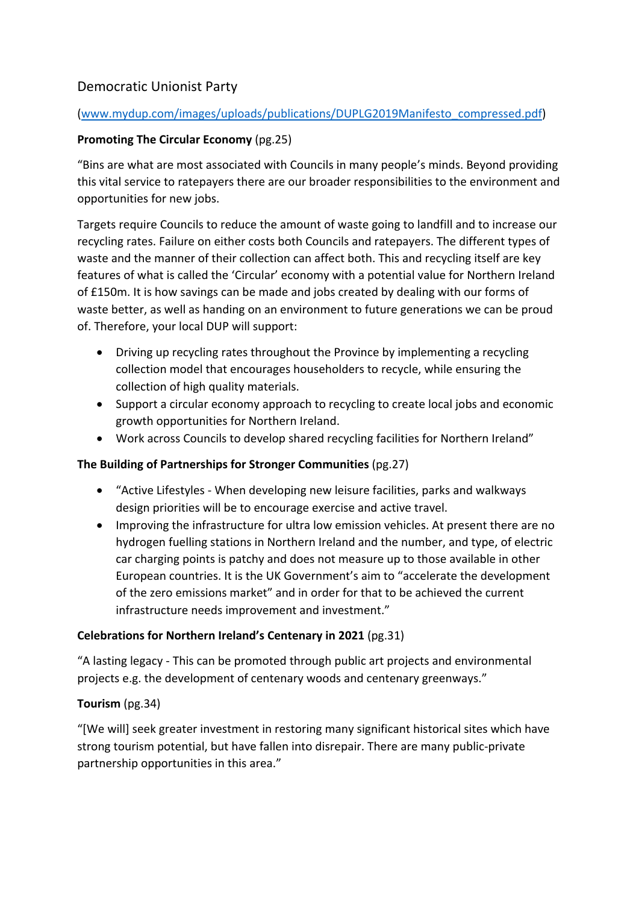## Democratic Unionist Party

([www.mydup.com/images/uploads/publications/DUPLG2019Manifesto_compressed.pdf](www.mydup.com/images/uploads/publications/DUPLG2019Manifesto_compressed.pdf))

**Promoting The Circular Economy** (pg.25)

"Bins are what are most associated with Councils in many people's minds. Beyond providing this vital service to ratepayers there are our broader responsibilities to the environment and opportunities for new jobs.

Targets require Councils to reduce the amount of waste going to landfill and to increase our recycling rates. Failure on either costs both Councils and ratepayers. The different types of waste and the manner of their collection can affect both. This and recycling itself are key features of what is called the 'Circular' economy with a potential value for Northern Ireland of £150m. It is how savings can be made and jobs created by dealing with our forms of waste better, as well as handing on an environment to future generations we can be proud of. Therefore, your local DUP will support:

- Driving up recycling rates throughout the Province by implementing a recycling collection model that encourages householders to recycle, while ensuring the collection of high quality materials.
- Support a circular economy approach to recycling to create local jobs and economic growth opportunities for Northern Ireland.
- Work across Councils to develop shared recycling facilities for Northern Ireland"

**The Building of Partnerships for Stronger Communities** (pg.27)

- "Active Lifestyles - When developing new leisure facilities, parks and walkways design priorities will be to encourage exercise and active travel.
- Improving the infrastructure for ultra low emission vehicles. At present there are no hydrogen fuelling stations in Northern Ireland and the number, and type, of electric car charging points is patchy and does not measure up to those available in other European countries. It is the UK Government's aim to "accelerate the development of the zero emissions market" and in order for that to be achieved the current infrastructure needs improvement and investment."

**Celebrations for Northern Ireland's Centenary in 2021** (pg.31)

"A lasting legacy - This can be promoted through public art projects and environmental projects e.g. the development of centenary woods and centenary greenways."

**Tourism** (pg.34)

"[We will] seek greater investment in restoring many significant historical sites which have strong tourism potential, but have fallen into disrepair. There are many public-private partnership opportunities in this area."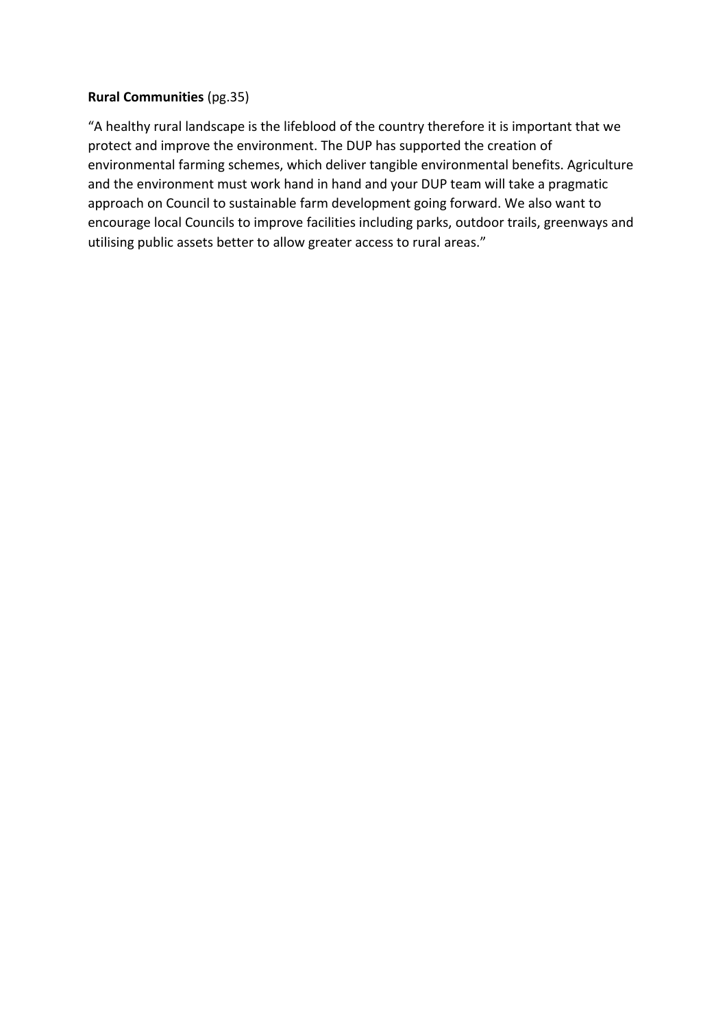**Rural Communities** (pg.35)

"A healthy rural landscape is the lifeblood of the country therefore it is important that we protect and improve the environment. The DUP has supported the creation of environmental farming schemes, which deliver tangible environmental benefits. Agriculture and the environment must work hand in hand and your DUP team will take a pragmatic approach on Council to sustainable farm development going forward. We also want to encourage local Councils to improve facilities including parks, outdoor trails, greenways and utilising public assets better to allow greater access to rural areas."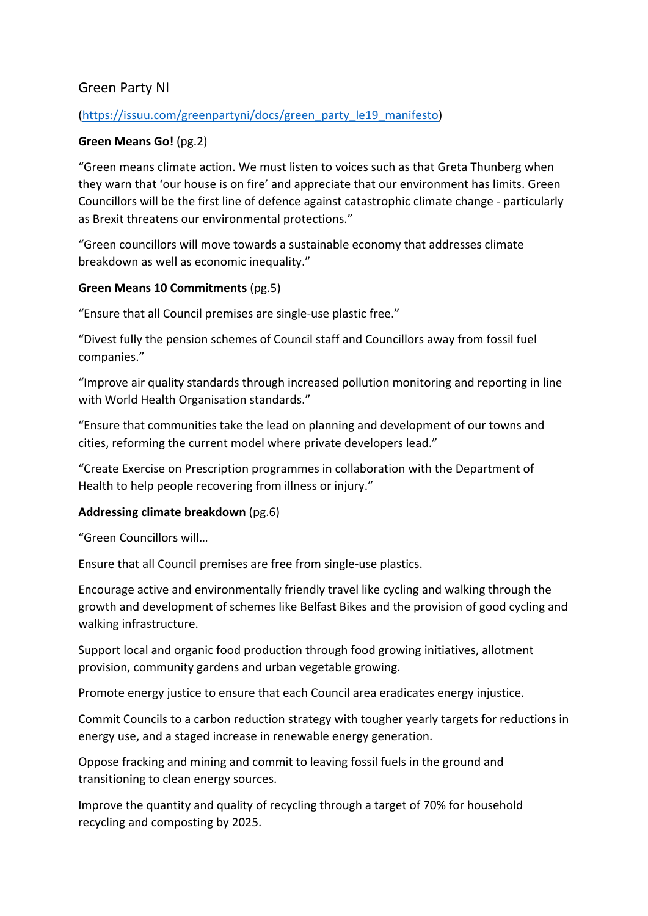## Green Party NI

([https://issuu.com/greenpartyni/docs/green_party_le19_manifesto](https://issuu.com/greenpartyni/docs/green_party_le19_manifesto))

**Green Means Go!** (pg.2)

"Green means climate action. We must listen to voices such as that Greta Thunberg when they warn that 'our house is on fire' and appreciate that our environment has limits. Green Councillors will be the first line of defence against catastrophic climate change - particularly as Brexit threatens our environmental protections."

"Green councillors will move towards a sustainable economy that addresses climate breakdown as well as economic inequality."

**Green Means 10 Commitments** (pg.5)

"Ensure that all Council premises are single-use plastic free."

"Divest fully the pension schemes of Council staff and Councillors away from fossil fuel companies."

"Improve air quality standards through increased pollution monitoring and reporting in line with World Health Organisation standards."

"Ensure that communities take the lead on planning and development of our towns and cities, reforming the current model where private developers lead."

"Create Exercise on Prescription programmes in collaboration with the Department of Health to help people recovering from illness or injury."

**Addressing climate breakdown** (pg.6)

"Green Councillors will…

Ensure that all Council premises are free from single-use plastics.

Encourage active and environmentally friendly travel like cycling and walking through the growth and development of schemes like Belfast Bikes and the provision of good cycling and walking infrastructure.

Support local and organic food production through food growing initiatives, allotment provision, community gardens and urban vegetable growing.

Promote energy justice to ensure that each Council area eradicates energy injustice.

Commit Councils to a carbon reduction strategy with tougher yearly targets for reductions in energy use, and a staged increase in renewable energy generation.

Oppose fracking and mining and commit to leaving fossil fuels in the ground and transitioning to clean energy sources.

Improve the quantity and quality of recycling through a target of 70% for household recycling and composting by 2025.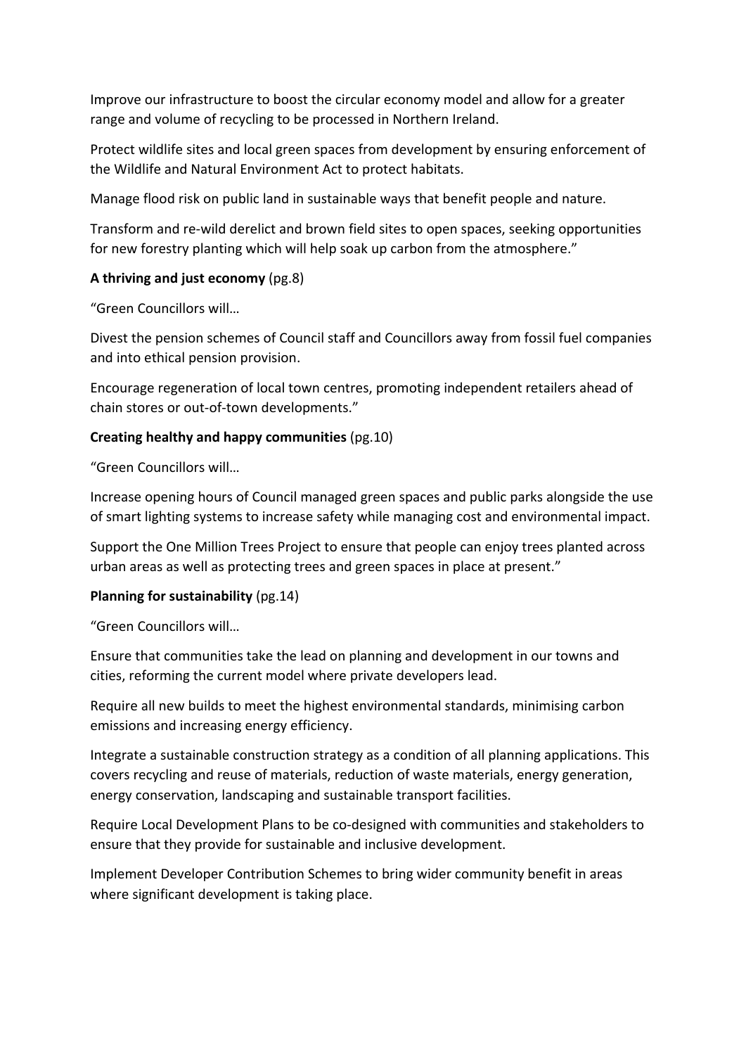Improve our infrastructure to boost the circular economy model and allow for a greater range and volume of recycling to be processed in Northern Ireland.

Protect wildlife sites and local green spaces from development by ensuring enforcement of the Wildlife and Natural Environment Act to protect habitats.

Manage flood risk on public land in sustainable ways that benefit people and nature.

Transform and re-wild derelict and brown field sites to open spaces, seeking opportunities for new forestry planting which will help soak up carbon from the atmosphere."

**A thriving and just economy** (pg.8)

"Green Councillors will…

Divest the pension schemes of Council staff and Councillors away from fossil fuel companies and into ethical pension provision.

Encourage regeneration of local town centres, promoting independent retailers ahead of chain stores or out-of-town developments."

**Creating healthy and happy communities** (pg.10)

"Green Councillors will…

Increase opening hours of Council managed green spaces and public parks alongside the use of smart lighting systems to increase safety while managing cost and environmental impact.

Support the One Million Trees Project to ensure that people can enjoy trees planted across urban areas as well as protecting trees and green spaces in place at present."

**Planning for sustainability** (pg.14)

"Green Councillors will…

Ensure that communities take the lead on planning and development in our towns and cities, reforming the current model where private developers lead.

Require all new builds to meet the highest environmental standards, minimising carbon emissions and increasing energy efficiency.

Integrate a sustainable construction strategy as a condition of all planning applications. This covers recycling and reuse of materials, reduction of waste materials, energy generation, energy conservation, landscaping and sustainable transport facilities.

Require Local Development Plans to be co-designed with communities and stakeholders to ensure that they provide for sustainable and inclusive development.

Implement Developer Contribution Schemes to bring wider community benefit in areas where significant development is taking place.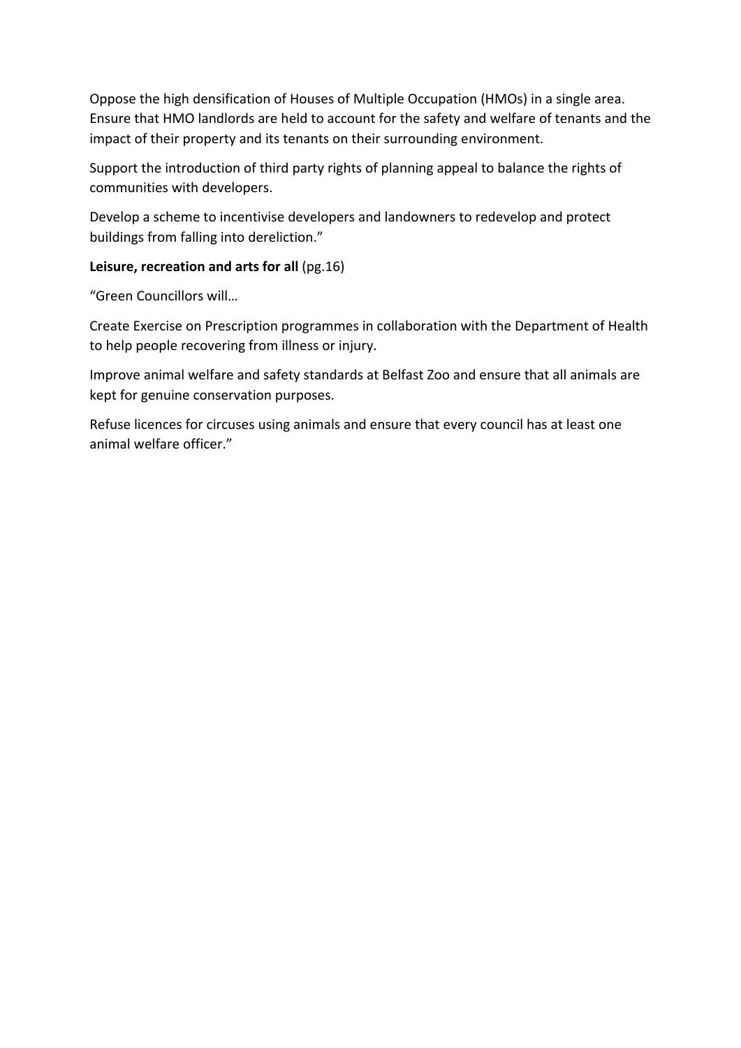Oppose the high densification of Houses of Multiple Occupation (HMOs) in a single area. Ensure that HMO landlords are held to account for the safety and welfare of tenants and the impact of their property and its tenants on their surrounding environment.

Support the introduction of third party rights of planning appeal to balance the rights of communities with developers.

Develop a scheme to incentivise developers and landowners to redevelop and protect buildings from falling into dereliction."

**Leisure, recreation and arts for all** (pg.16)

"Green Councillors will…

Create Exercise on Prescription programmes in collaboration with the Department of Health to help people recovering from illness or injury.

Improve animal welfare and safety standards at Belfast Zoo and ensure that all animals are kept for genuine conservation purposes.

Refuse licences for circuses using animals and ensure that every council has at least one animal welfare officer."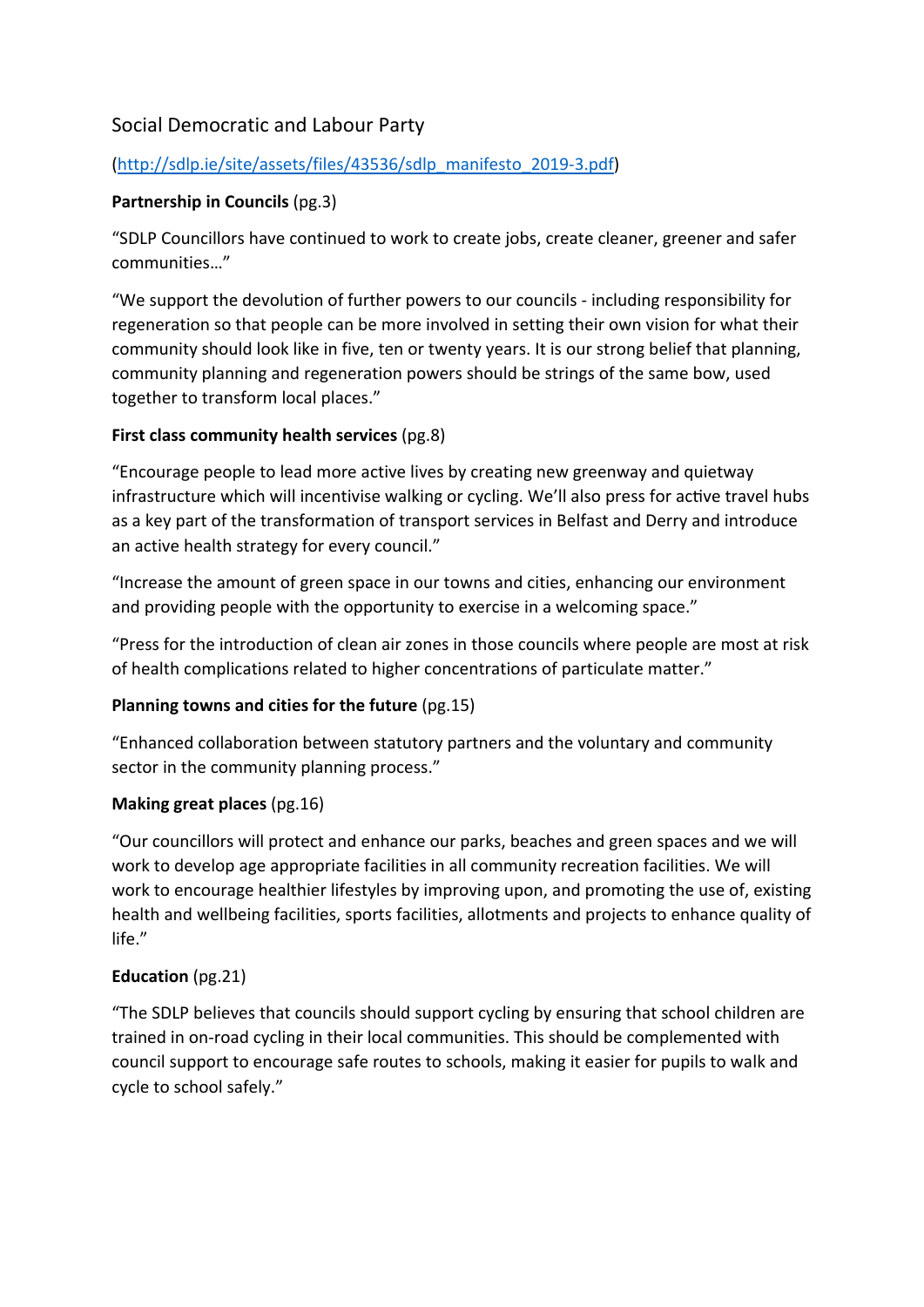## Social Democratic and Labour Party

(http://sdlp.ie/site/assets/files/43536/sdlp_manifesto_2019-3.pdf)

**Partnership in Councils** (pg.3)

"SDLP Councillors have continued to work to create jobs, create cleaner, greener and safer communities…"

"We support the devolution of further powers to our councils - including responsibility for regeneration so that people can be more involved in setting their own vision for what their community should look like in five, ten or twenty years. It is our strong belief that planning, community planning and regeneration powers should be strings of the same bow, used together to transform local places."

**First class community health services** (pg.8)

"Encourage people to lead more active lives by creating new greenway and quietway infrastructure which will incentivise walking or cycling. We'll also press for active travel hubs as a key part of the transformation of transport services in Belfast and Derry and introduce an active health strategy for every council."

"Increase the amount of green space in our towns and cities, enhancing our environment and providing people with the opportunity to exercise in a welcoming space."

"Press for the introduction of clean air zones in those councils where people are most at risk of health complications related to higher concentrations of particulate matter."

**Planning towns and cities for the future** (pg.15)

"Enhanced collaboration between statutory partners and the voluntary and community sector in the community planning process."

**Making great places** (pg.16)

"Our councillors will protect and enhance our parks, beaches and green spaces and we will work to develop age appropriate facilities in all community recreation facilities. We will work to encourage healthier lifestyles by improving upon, and promoting the use of, existing health and wellbeing facilities, sports facilities, allotments and projects to enhance quality of life."

**Education** (pg.21)

"The SDLP believes that councils should support cycling by ensuring that school children are trained in on-road cycling in their local communities. This should be complemented with council support to encourage safe routes to schools, making it easier for pupils to walk and cycle to school safely."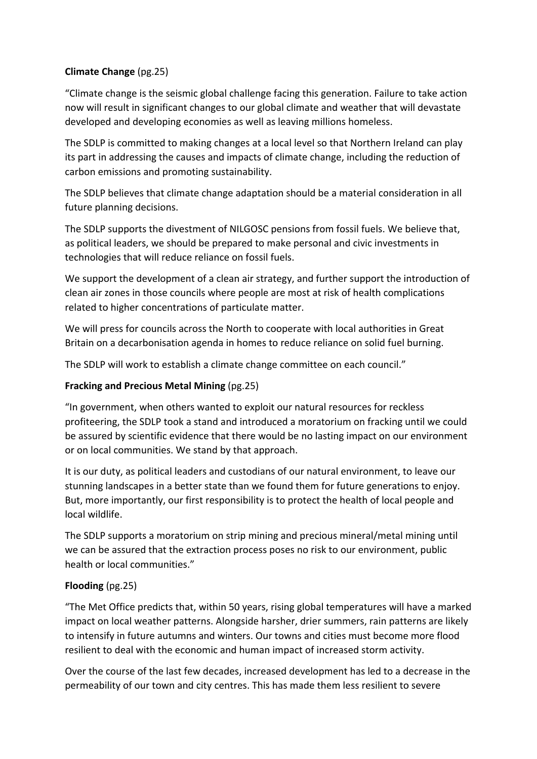**Climate Change** (pg.25)

"Climate change is the seismic global challenge facing this generation. Failure to take action now will result in significant changes to our global climate and weather that will devastate developed and developing economies as well as leaving millions homeless.

The SDLP is committed to making changes at a local level so that Northern Ireland can play its part in addressing the causes and impacts of climate change, including the reduction of carbon emissions and promoting sustainability.

The SDLP believes that climate change adaptation should be a material consideration in all future planning decisions.

The SDLP supports the divestment of NILGOSC pensions from fossil fuels. We believe that, as political leaders, we should be prepared to make personal and civic investments in technologies that will reduce reliance on fossil fuels.

We support the development of a clean air strategy, and further support the introduction of clean air zones in those councils where people are most at risk of health complications related to higher concentrations of particulate matter.

We will press for councils across the North to cooperate with local authorities in Great Britain on a decarbonisation agenda in homes to reduce reliance on solid fuel burning.

The SDLP will work to establish a climate change committee on each council."

**Fracking and Precious Metal Mining** (pg.25)

"In government, when others wanted to exploit our natural resources for reckless profiteering, the SDLP took a stand and introduced a moratorium on fracking until we could be assured by scientific evidence that there would be no lasting impact on our environment or on local communities. We stand by that approach.

It is our duty, as political leaders and custodians of our natural environment, to leave our stunning landscapes in a better state than we found them for future generations to enjoy. But, more importantly, our first responsibility is to protect the health of local people and local wildlife.

The SDLP supports a moratorium on strip mining and precious mineral/metal mining until we can be assured that the extraction process poses no risk to our environment, public health or local communities."

**Flooding** (pg.25)

"The Met Office predicts that, within 50 years, rising global temperatures will have a marked impact on local weather patterns. Alongside harsher, drier summers, rain patterns are likely to intensify in future autumns and winters. Our towns and cities must become more flood resilient to deal with the economic and human impact of increased storm activity.

Over the course of the last few decades, increased development has led to a decrease in the permeability of our town and city centres. This has made them less resilient to severe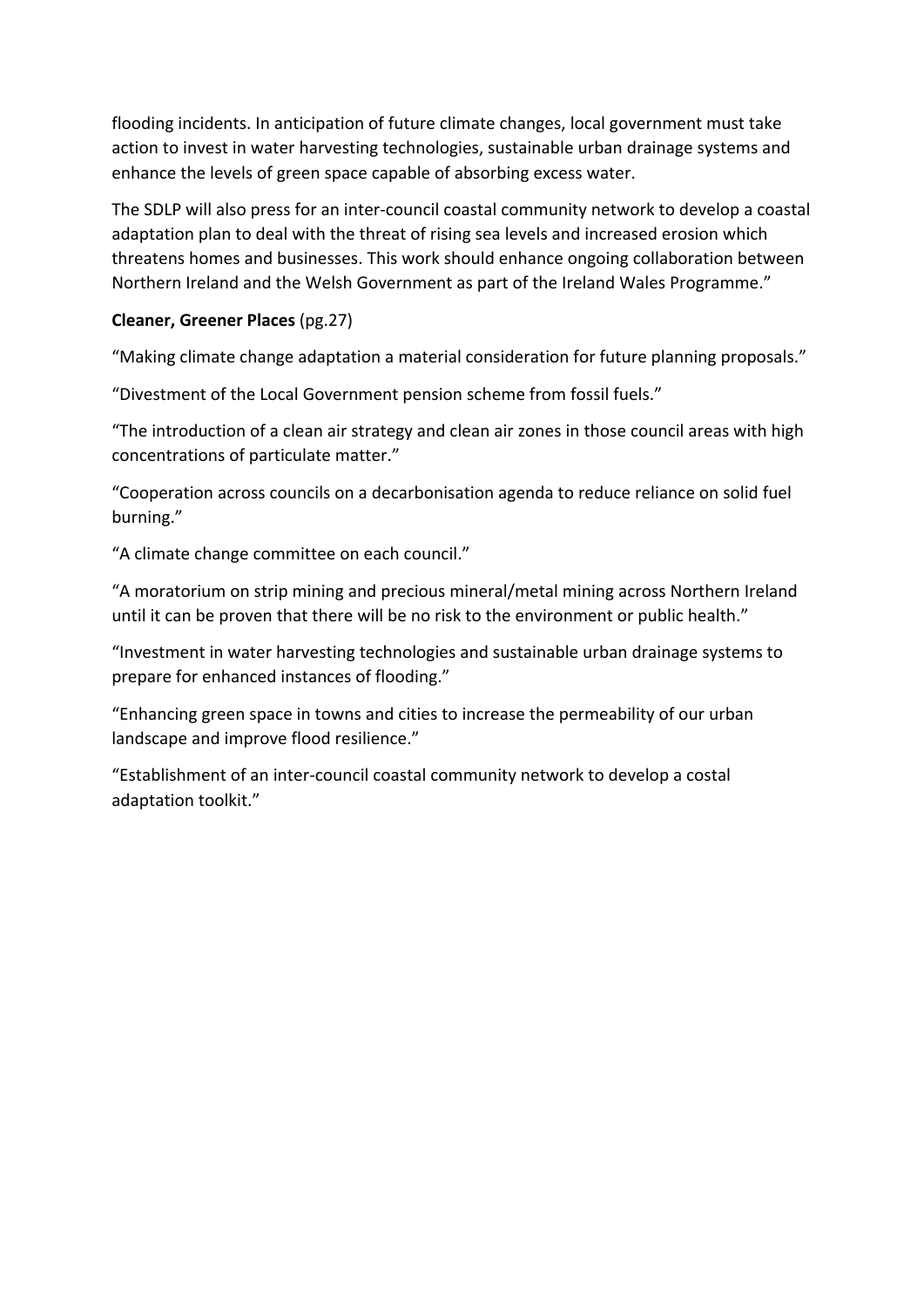flooding incidents. In anticipation of future climate changes, local government must take action to invest in water harvesting technologies, sustainable urban drainage systems and enhance the levels of green space capable of absorbing excess water.

The SDLP will also press for an inter-council coastal community network to develop a coastal adaptation plan to deal with the threat of rising sea levels and increased erosion which threatens homes and businesses. This work should enhance ongoing collaboration between Northern Ireland and the Welsh Government as part of the Ireland Wales Programme."

**Cleaner, Greener Places** (pg.27)

"Making climate change adaptation a material consideration for future planning proposals."

"Divestment of the Local Government pension scheme from fossil fuels."

"The introduction of a clean air strategy and clean air zones in those council areas with high concentrations of particulate matter."

"Cooperation across councils on a decarbonisation agenda to reduce reliance on solid fuel burning."

"A climate change committee on each council."

"A moratorium on strip mining and precious mineral/metal mining across Northern Ireland until it can be proven that there will be no risk to the environment or public health."

"Investment in water harvesting technologies and sustainable urban drainage systems to prepare for enhanced instances of flooding."

"Enhancing green space in towns and cities to increase the permeability of our urban landscape and improve flood resilience."

"Establishment of an inter-council coastal community network to develop a costal adaptation toolkit."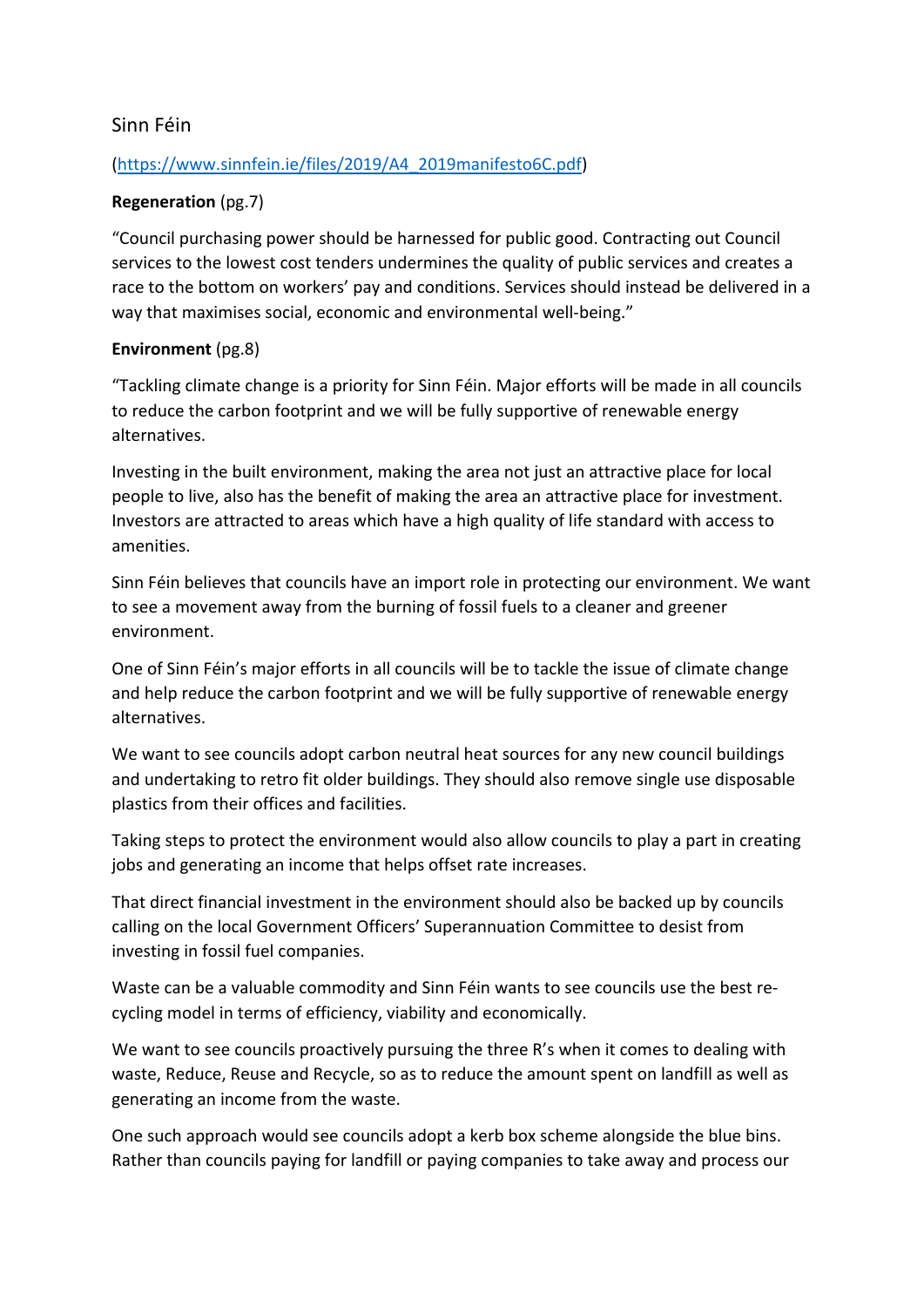Sinn Féin

(https://www.sinnfein.ie/files/2019/A4_2019manifesto6C.pdf)

**Regeneration** (pg.7)

"Council purchasing power should be harnessed for public good. Contracting out Council services to the lowest cost tenders undermines the quality of public services and creates a race to the bottom on workers' pay and conditions. Services should instead be delivered in a way that maximises social, economic and environmental well-being."

**Environment** (pg.8)

"Tackling climate change is a priority for Sinn Féin. Major efforts will be made in all councils to reduce the carbon footprint and we will be fully supportive of renewable energy alternatives.

Investing in the built environment, making the area not just an attractive place for local people to live, also has the benefit of making the area an attractive place for investment. Investors are attracted to areas which have a high quality of life standard with access to amenities.

Sinn Féin believes that councils have an import role in protecting our environment. We want to see a movement away from the burning of fossil fuels to a cleaner and greener environment.

One of Sinn Féin's major efforts in all councils will be to tackle the issue of climate change and help reduce the carbon footprint and we will be fully supportive of renewable energy alternatives.

We want to see councils adopt carbon neutral heat sources for any new council buildings and undertaking to retro fit older buildings. They should also remove single use disposable plastics from their offices and facilities.

Taking steps to protect the environment would also allow councils to play a part in creating jobs and generating an income that helps offset rate increases.

That direct financial investment in the environment should also be backed up by councils calling on the local Government Officers' Superannuation Committee to desist from investing in fossil fuel companies.

Waste can be a valuable commodity and Sinn Féin wants to see councils use the best re-cycling model in terms of efficiency, viability and economically.

We want to see councils proactively pursuing the three R's when it comes to dealing with waste, Reduce, Reuse and Recycle, so as to reduce the amount spent on landfill as well as generating an income from the waste.

One such approach would see councils adopt a kerb box scheme alongside the blue bins. Rather than councils paying for landfill or paying companies to take away and process our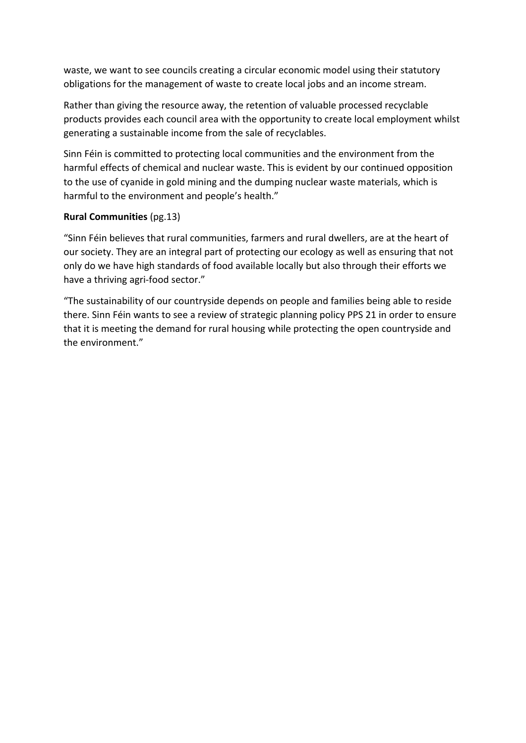waste, we want to see councils creating a circular economic model using their statutory obligations for the management of waste to create local jobs and an income stream.

Rather than giving the resource away, the retention of valuable processed recyclable products provides each council area with the opportunity to create local employment whilst generating a sustainable income from the sale of recyclables.

Sinn Féin is committed to protecting local communities and the environment from the harmful effects of chemical and nuclear waste. This is evident by our continued opposition to the use of cyanide in gold mining and the dumping nuclear waste materials, which is harmful to the environment and people's health."

**Rural Communities** (pg.13)

"Sinn Féin believes that rural communities, farmers and rural dwellers, are at the heart of our society. They are an integral part of protecting our ecology as well as ensuring that not only do we have high standards of food available locally but also through their efforts we have a thriving agri-food sector."

"The sustainability of our countryside depends on people and families being able to reside there. Sinn Féin wants to see a review of strategic planning policy PPS 21 in order to ensure that it is meeting the demand for rural housing while protecting the open countryside and the environment."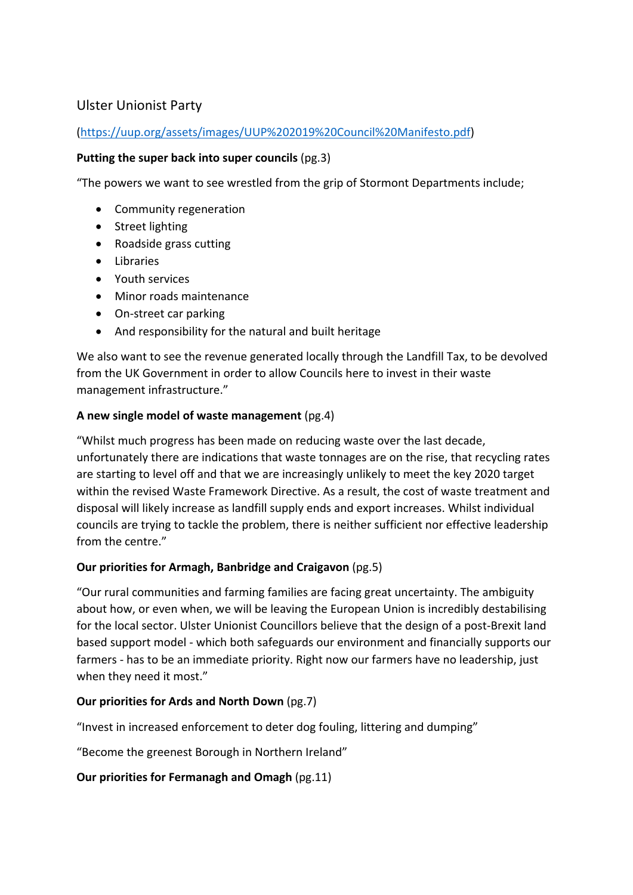Ulster Unionist Party

(https://uup.org/assets/images/UUP%202019%20Council%20Manifesto.pdf)

**Putting the super back into super councils** (pg.3)

"The powers we want to see wrestled from the grip of Stormont Departments include;

- Community regeneration
- Street lighting
- Roadside grass cutting
- Libraries
- Youth services
- Minor roads maintenance
- On-street car parking
- And responsibility for the natural and built heritage

We also want to see the revenue generated locally through the Landfill Tax, to be devolved from the UK Government in order to allow Councils here to invest in their waste management infrastructure."

**A new single model of waste management** (pg.4)

"Whilst much progress has been made on reducing waste over the last decade, unfortunately there are indications that waste tonnages are on the rise, that recycling rates are starting to level off and that we are increasingly unlikely to meet the key 2020 target within the revised Waste Framework Directive. As a result, the cost of waste treatment and disposal will likely increase as landfill supply ends and export increases. Whilst individual councils are trying to tackle the problem, there is neither sufficient nor effective leadership from the centre."

**Our priorities for Armagh, Banbridge and Craigavon** (pg.5)

"Our rural communities and farming families are facing great uncertainty. The ambiguity about how, or even when, we will be leaving the European Union is incredibly destabilising for the local sector. Ulster Unionist Councillors believe that the design of a post-Brexit land based support model - which both safeguards our environment and financially supports our farmers - has to be an immediate priority. Right now our farmers have no leadership, just when they need it most."

**Our priorities for Ards and North Down** (pg.7)

"Invest in increased enforcement to deter dog fouling, littering and dumping"

"Become the greenest Borough in Northern Ireland"

**Our priorities for Fermanagh and Omagh** (pg.11)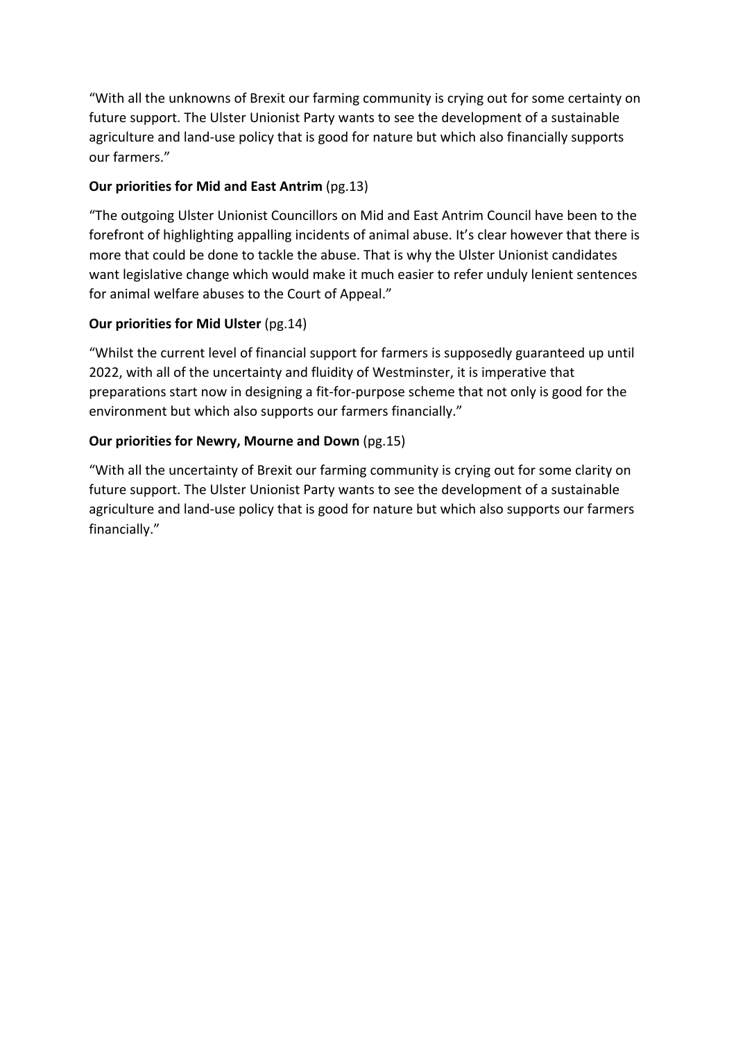"With all the unknowns of Brexit our farming community is crying out for some certainty on future support. The Ulster Unionist Party wants to see the development of a sustainable agriculture and land-use policy that is good for nature but which also financially supports our farmers."

**Our priorities for Mid and East Antrim** (pg.13)

"The outgoing Ulster Unionist Councillors on Mid and East Antrim Council have been to the forefront of highlighting appalling incidents of animal abuse. It's clear however that there is more that could be done to tackle the abuse. That is why the Ulster Unionist candidates want legislative change which would make it much easier to refer unduly lenient sentences for animal welfare abuses to the Court of Appeal."

**Our priorities for Mid Ulster** (pg.14)

"Whilst the current level of financial support for farmers is supposedly guaranteed up until 2022, with all of the uncertainty and fluidity of Westminster, it is imperative that preparations start now in designing a fit-for-purpose scheme that not only is good for the environment but which also supports our farmers financially."

**Our priorities for Newry, Mourne and Down** (pg.15)

"With all the uncertainty of Brexit our farming community is crying out for some clarity on future support. The Ulster Unionist Party wants to see the development of a sustainable agriculture and land-use policy that is good for nature but which also supports our farmers financially."